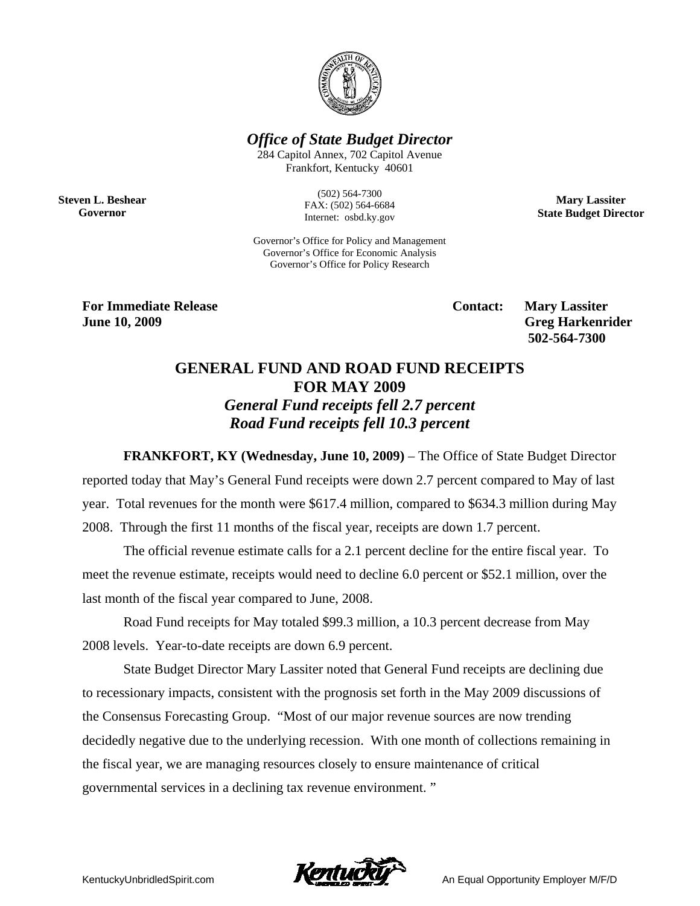*Office of State Budget Director*

284 Capitol Annex, 702 Capitol Avenue
Frankfort, Kentucky 40601

(502) 564-7300
FAX: (502) 564-6684
Internet: osbd.ky.gov

Governor's Office for Policy and Management
Governor's Office for Economic Analysis
Governor's Office for Policy Research

**Steven L. Beshear**
**Governor**

**Mary Lassiter**
**State Budget Director**

**For Immediate Release**
**June 10, 2009**

**Contact: Mary Lassiter**
**Greg Harkenrider**
**502-564-7300**

# GENERAL FUND AND ROAD FUND RECEIPTS FOR MAY 2009

## *General Fund receipts fell 2.7 percent*
## *Road Fund receipts fell 10.3 percent*

**FRANKFORT, KY (Wednesday, June 10, 2009)** – The Office of State Budget Director reported today that May's General Fund receipts were down 2.7 percent compared to May of last year. Total revenues for the month were $617.4 million, compared to $634.3 million during May 2008. Through the first 11 months of the fiscal year, receipts are down 1.7 percent.

The official revenue estimate calls for a 2.1 percent decline for the entire fiscal year. To meet the revenue estimate, receipts would need to decline 6.0 percent or $52.1 million, over the last month of the fiscal year compared to June, 2008.

Road Fund receipts for May totaled $99.3 million, a 10.3 percent decrease from May 2008 levels. Year-to-date receipts are down 6.9 percent.

State Budget Director Mary Lassiter noted that General Fund receipts are declining due to recessionary impacts, consistent with the prognosis set forth in the May 2009 discussions of the Consensus Forecasting Group. "Most of our major revenue sources are now trending decidedly negative due to the underlying recession. With one month of collections remaining in the fiscal year, we are managing resources closely to ensure maintenance of critical governmental services in a declining tax revenue environment. "

KentuckyUnbridledSpirit.com

An Equal Opportunity Employer M/F/D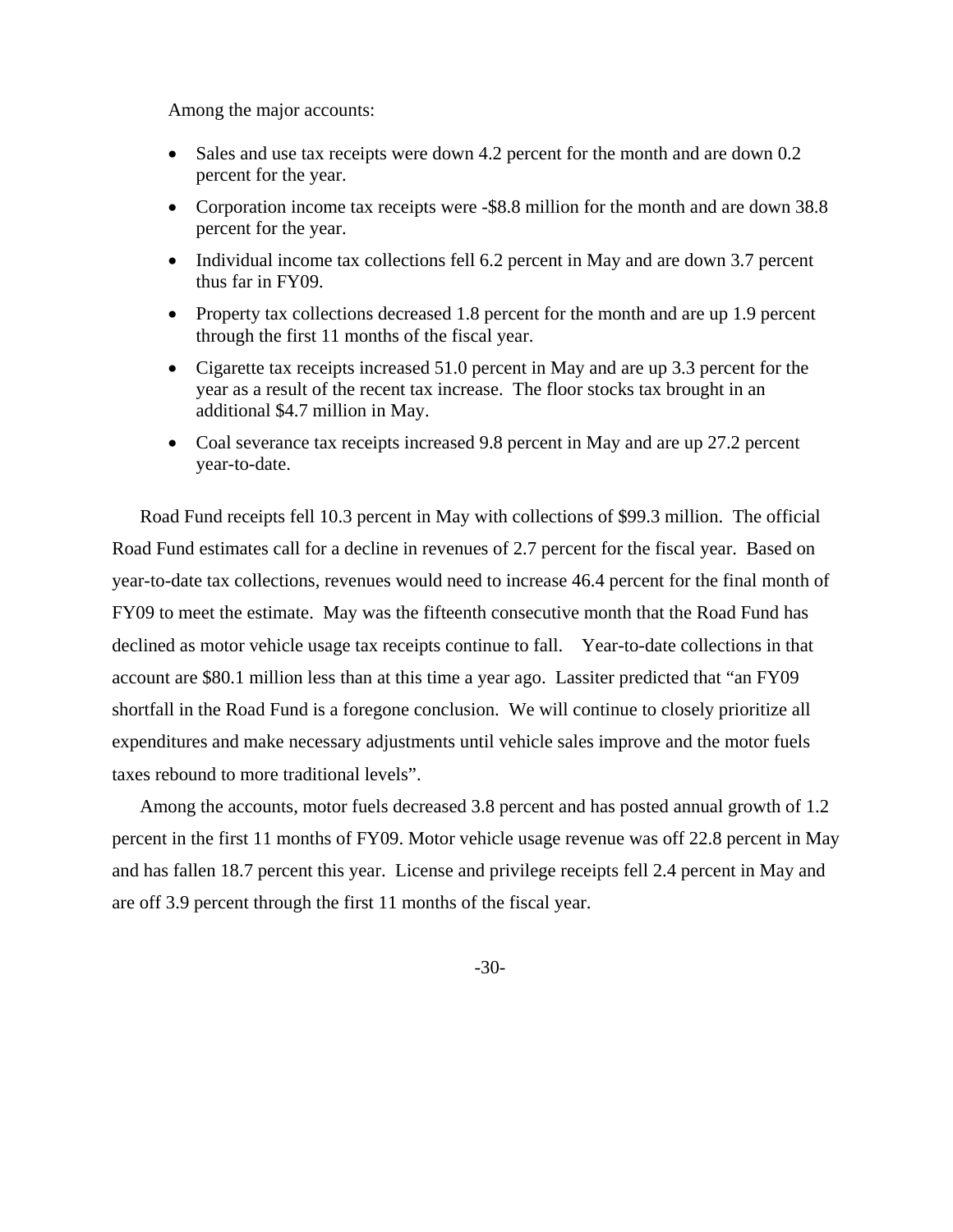Among the major accounts:

- Sales and use tax receipts were down 4.2 percent for the month and are down 0.2 percent for the year.
- Corporation income tax receipts were -$8.8 million for the month and are down 38.8 percent for the year.
- Individual income tax collections fell 6.2 percent in May and are down 3.7 percent thus far in FY09.
- Property tax collections decreased 1.8 percent for the month and are up 1.9 percent through the first 11 months of the fiscal year.
- Cigarette tax receipts increased 51.0 percent in May and are up 3.3 percent for the year as a result of the recent tax increase. The floor stocks tax brought in an additional $4.7 million in May.
- Coal severance tax receipts increased 9.8 percent in May and are up 27.2 percent year-to-date.

Road Fund receipts fell 10.3 percent in May with collections of $99.3 million. The official Road Fund estimates call for a decline in revenues of 2.7 percent for the fiscal year. Based on year-to-date tax collections, revenues would need to increase 46.4 percent for the final month of FY09 to meet the estimate. May was the fifteenth consecutive month that the Road Fund has declined as motor vehicle usage tax receipts continue to fall. Year-to-date collections in that account are $80.1 million less than at this time a year ago. Lassiter predicted that "an FY09 shortfall in the Road Fund is a foregone conclusion. We will continue to closely prioritize all expenditures and make necessary adjustments until vehicle sales improve and the motor fuels taxes rebound to more traditional levels".

Among the accounts, motor fuels decreased 3.8 percent and has posted annual growth of 1.2 percent in the first 11 months of FY09. Motor vehicle usage revenue was off 22.8 percent in May and has fallen 18.7 percent this year. License and privilege receipts fell 2.4 percent in May and are off 3.9 percent through the first 11 months of the fiscal year.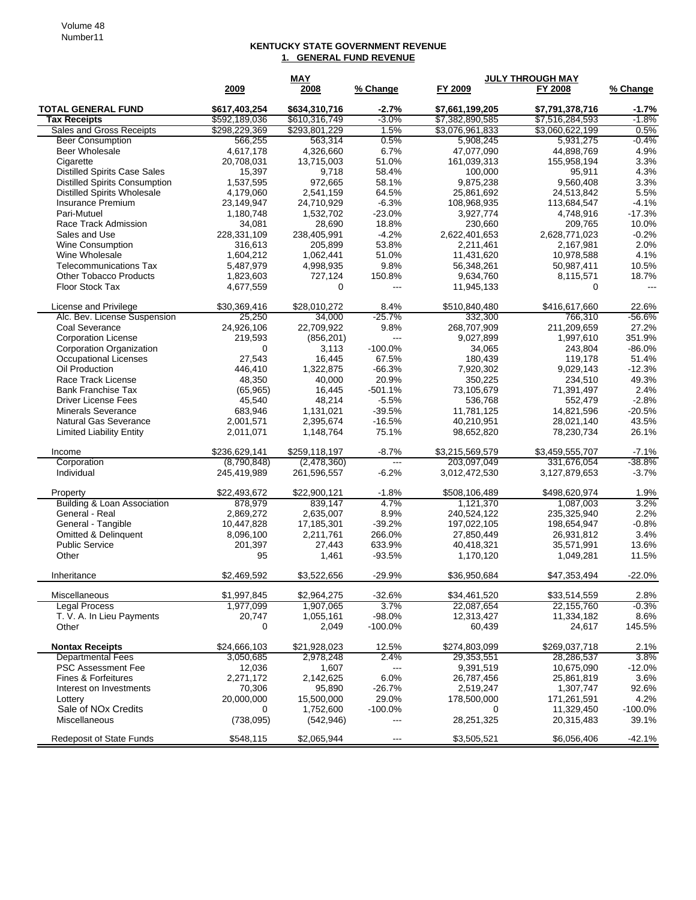Volume 48
Number11

## KENTUCKY STATE GOVERNMENT REVENUE

### 1. GENERAL FUND REVENUE

| | MAY | | | JULY THROUGH MAY | | |
|---|---|---|---|---|---|---|
| | 2009 | 2008 | % Change | FY 2009 | FY 2008 | % Change |
| **TOTAL GENERAL FUND** | **$617,403,254** | **$634,310,716** | **-2.7%** | **$7,661,199,205** | **$7,791,378,716** | **-1.7%** |
| **Tax Receipts** | $592,189,036 | $610,316,749 | -3.0% | $7,382,890,585 | $7,516,284,593 | -1.8% |
| Sales and Gross Receipts | $298,229,369 | $293,801,229 | 1.5% | $3,076,961,833 | $3,060,622,199 | 0.5% |
| Beer Consumption | 566,255 | 563,314 | 0.5% | 5,908,245 | 5,931,275 | -0.4% |
| Beer Wholesale | 4,617,178 | 4,326,660 | 6.7% | 47,077,090 | 44,898,769 | 4.9% |
| Cigarette | 20,708,031 | 13,715,003 | 51.0% | 161,039,313 | 155,958,194 | 3.3% |
| Distilled Spirits Case Sales | 15,397 | 9,718 | 58.4% | 100,000 | 95,911 | 4.3% |
| Distilled Spirits Consumption | 1,537,595 | 972,665 | 58.1% | 9,875,238 | 9,560,408 | 3.3% |
| Distilled Spirits Wholesale | 4,179,060 | 2,541,159 | 64.5% | 25,861,692 | 24,513,842 | 5.5% |
| Insurance Premium | 23,149,947 | 24,710,929 | -6.3% | 108,968,935 | 113,684,547 | -4.1% |
| Pari-Mutuel | 1,180,748 | 1,532,702 | -23.0% | 3,927,774 | 4,748,916 | -17.3% |
| Race Track Admission | 34,081 | 28,690 | 18.8% | 230,660 | 209,765 | 10.0% |
| Sales and Use | 228,331,109 | 238,405,991 | -4.2% | 2,622,401,653 | 2,628,771,023 | -0.2% |
| Wine Consumption | 316,613 | 205,899 | 53.8% | 2,211,461 | 2,167,981 | 2.0% |
| Wine Wholesale | 1,604,212 | 1,062,441 | 51.0% | 11,431,620 | 10,978,588 | 4.1% |
| Telecommunications Tax | 5,487,979 | 4,998,935 | 9.8% | 56,348,261 | 50,987,411 | 10.5% |
| Other Tobacco Products | 1,823,603 | 727,124 | 150.8% | 9,634,760 | 8,115,571 | 18.7% |
| Floor Stock Tax | 4,677,559 | 0 | --- | 11,945,133 | 0 | --- |
| | | | | | | |
| License and Privilege | $30,369,416 | $28,010,272 | 8.4% | $510,840,480 | $416,617,660 | 22.6% |
| Alc. Bev. License Suspension | 25,250 | 34,000 | -25.7% | 332,300 | 766,310 | -56.6% |
| Coal Severance | 24,926,106 | 22,709,922 | 9.8% | 268,707,909 | 211,209,659 | 27.2% |
| Corporation License | 219,593 | (856,201) | --- | 9,027,899 | 1,997,610 | 351.9% |
| Corporation Organization | 0 | 3,113 | -100.0% | 34,065 | 243,804 | -86.0% |
| Occupational Licenses | 27,543 | 16,445 | 67.5% | 180,439 | 119,178 | 51.4% |
| Oil Production | 446,410 | 1,322,875 | -66.3% | 7,920,302 | 9,029,143 | -12.3% |
| Race Track License | 48,350 | 40,000 | 20.9% | 350,225 | 234,510 | 49.3% |
| Bank Franchise Tax | (65,965) | 16,445 | -501.1% | 73,105,679 | 71,391,497 | 2.4% |
| Driver License Fees | 45,540 | 48,214 | -5.5% | 536,768 | 552,479 | -2.8% |
| Minerals Severance | 683,946 | 1,131,021 | -39.5% | 11,781,125 | 14,821,596 | -20.5% |
| Natural Gas Severance | 2,001,571 | 2,395,674 | -16.5% | 40,210,951 | 28,021,140 | 43.5% |
| Limited Liability Entity | 2,011,071 | 1,148,764 | 75.1% | 98,652,820 | 78,230,734 | 26.1% |
| | | | | | | |
| Income | $236,629,141 | $259,118,197 | -8.7% | $3,215,569,579 | $3,459,555,707 | -7.1% |
| Corporation | (8,790,848) | (2,478,360) | --- | 203,097,049 | 331,676,054 | -38.8% |
| Individual | 245,419,989 | 261,596,557 | -6.2% | 3,012,472,530 | 3,127,879,653 | -3.7% |
| | | | | | | |
| Property | $22,493,672 | $22,900,121 | -1.8% | $508,106,489 | $498,620,974 | 1.9% |
| Building & Loan Association | 878,979 | 839,147 | 4.7% | 1,121,370 | 1,087,003 | 3.2% |
| General - Real | 2,869,272 | 2,635,007 | 8.9% | 240,524,122 | 235,325,940 | 2.2% |
| General - Tangible | 10,447,828 | 17,185,301 | -39.2% | 197,022,105 | 198,654,947 | -0.8% |
| Omitted & Delinquent | 8,096,100 | 2,211,761 | 266.0% | 27,850,449 | 26,931,812 | 3.4% |
| Public Service | 201,397 | 27,443 | 633.9% | 40,418,321 | 35,571,991 | 13.6% |
| Other | 95 | 1,461 | -93.5% | 1,170,120 | 1,049,281 | 11.5% |
| | | | | | | |
| Inheritance | $2,469,592 | $3,522,656 | -29.9% | $36,950,684 | $47,353,494 | -22.0% |
| | | | | | | |
| Miscellaneous | $1,997,845 | $2,964,275 | -32.6% | $34,461,520 | $33,514,559 | 2.8% |
| Legal Process | 1,977,099 | 1,907,065 | 3.7% | 22,087,654 | 22,155,760 | -0.3% |
| T. V. A. In Lieu Payments | 20,747 | 1,055,161 | -98.0% | 12,313,427 | 11,334,182 | 8.6% |
| Other | 0 | 2,049 | -100.0% | 60,439 | 24,617 | 145.5% |
| | | | | | | |
| **Nontax Receipts** | $24,666,103 | $21,928,023 | 12.5% | $274,803,099 | $269,037,718 | 2.1% |
| Departmental Fees | 3,050,685 | 2,978,248 | 2.4% | 29,353,551 | 28,286,537 | 3.8% |
| PSC Assessment Fee | 12,036 | 1,607 | --- | 9,391,519 | 10,675,090 | -12.0% |
| Fines & Forfeitures | 2,271,172 | 2,142,625 | 6.0% | 26,787,456 | 25,861,819 | 3.6% |
| Interest on Investments | 70,306 | 95,890 | -26.7% | 2,519,247 | 1,307,747 | 92.6% |
| Lottery | 20,000,000 | 15,500,000 | 29.0% | 178,500,000 | 171,261,591 | 4.2% |
| Sale of NOx Credits | 0 | 1,752,600 | -100.0% | 0 | 11,329,450 | -100.0% |
| Miscellaneous | (738,095) | (542,946) | --- | 28,251,325 | 20,315,483 | 39.1% |
| | | | | | | |
| Redeposit of State Funds | $548,115 | $2,065,944 | --- | $3,505,521 | $6,056,406 | -42.1% |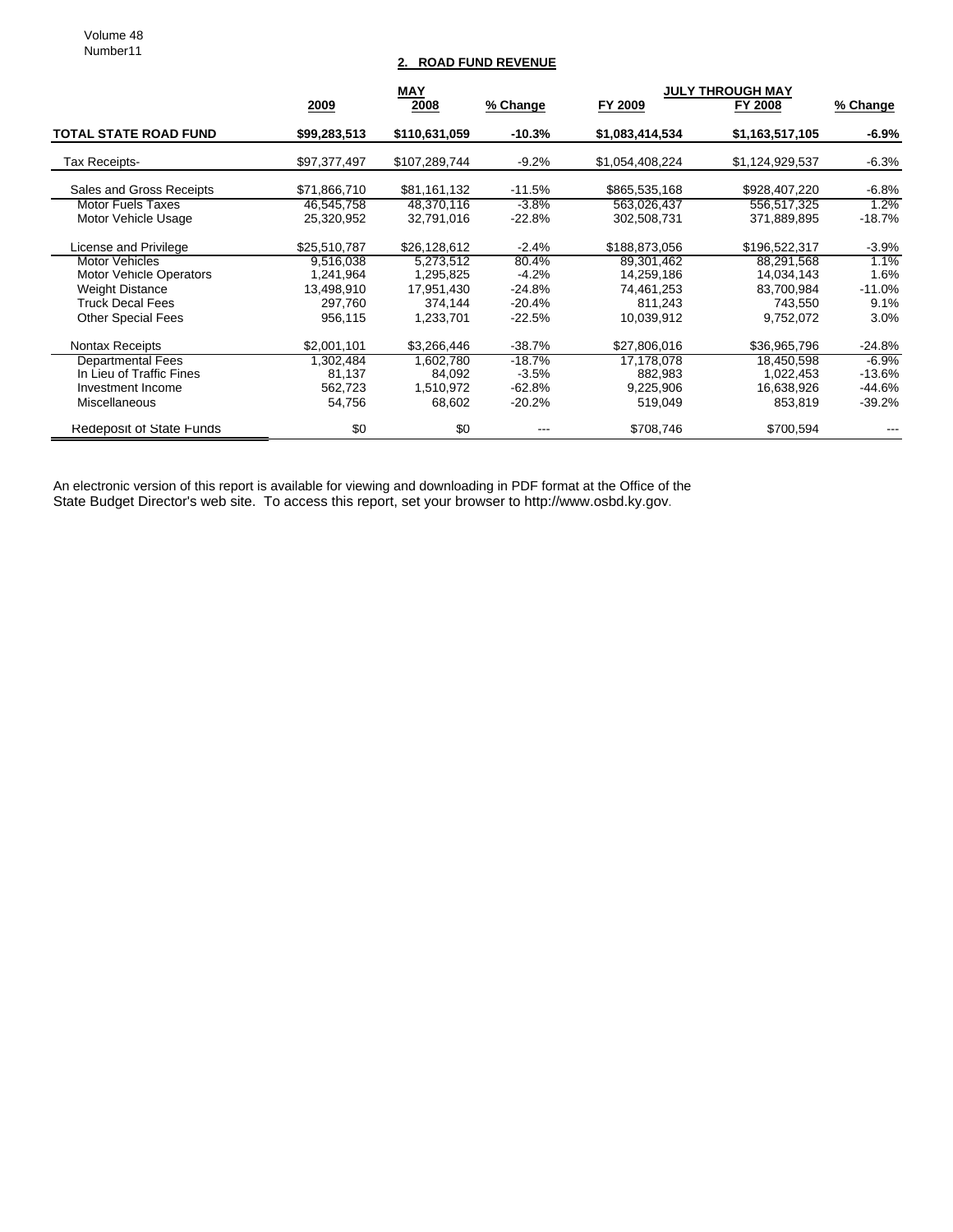## 2. ROAD FUND REVENUE

| | MAY | | | JULY THROUGH MAY | | |
|---|---|---|---|---|---|---|
| | 2009 | 2008 | % Change | FY 2009 | FY 2008 | % Change |
| **TOTAL STATE ROAD FUND** | **$99,283,513** | **$110,631,059** | **-10.3%** | **$1,083,414,534** | **$1,163,517,105** | **-6.9%** |
| Tax Receipts- | $97,377,497 | $107,289,744 | -9.2% | $1,054,408,224 | $1,124,929,537 | -6.3% |
| Sales and Gross Receipts | $71,866,710 | $81,161,132 | -11.5% | $865,535,168 | $928,407,220 | -6.8% |
| Motor Fuels Taxes | 46,545,758 | 48,370,116 | -3.8% | 563,026,437 | 556,517,325 | 1.2% |
| Motor Vehicle Usage | 25,320,952 | 32,791,016 | -22.8% | 302,508,731 | 371,889,895 | -18.7% |
| License and Privilege | $25,510,787 | $26,128,612 | -2.4% | $188,873,056 | $196,522,317 | -3.9% |
| Motor Vehicles | 9,516,038 | 5,273,512 | 80.4% | 89,301,462 | 88,291,568 | 1.1% |
| Motor Vehicle Operators | 1,241,964 | 1,295,825 | -4.2% | 14,259,186 | 14,034,143 | 1.6% |
| Weight Distance | 13,498,910 | 17,951,430 | -24.8% | 74,461,253 | 83,700,984 | -11.0% |
| Truck Decal Fees | 297,760 | 374,144 | -20.4% | 811,243 | 743,550 | 9.1% |
| Other Special Fees | 956,115 | 1,233,701 | -22.5% | 10,039,912 | 9,752,072 | 3.0% |
| Nontax Receipts | $2,001,101 | $3,266,446 | -38.7% | $27,806,016 | $36,965,796 | -24.8% |
| Departmental Fees | 1,302,484 | 1,602,780 | -18.7% | 17,178,078 | 18,450,598 | -6.9% |
| In Lieu of Traffic Fines | 81,137 | 84,092 | -3.5% | 882,983 | 1,022,453 | -13.6% |
| Investment Income | 562,723 | 1,510,972 | -62.8% | 9,225,906 | 16,638,926 | -44.6% |
| Miscellaneous | 54,756 | 68,602 | -20.2% | 519,049 | 853,819 | -39.2% |
| Redeposit of State Funds | $0 | $0 | --- | $708,746 | $700,594 | --- |

An electronic version of this report is available for viewing and downloading in PDF format at the Office of the State Budget Director's web site. To access this report, set your browser to http://www.osbd.ky.gov.